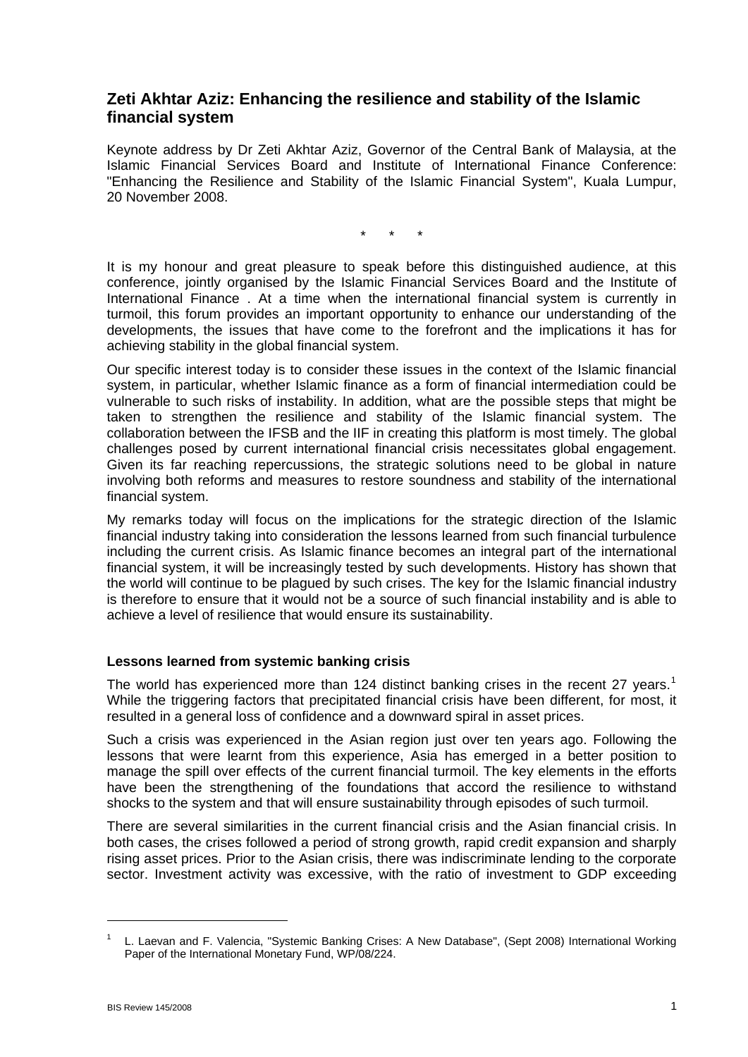## Zeti Akhtar Aziz: Enhancing the resilience and stability of the Islamic financial system

Keynote address by Dr Zeti Akhtar Aziz, Governor of the Central Bank of Malaysia, at the Islamic Financial Services Board and Institute of International Finance Conference: "Enhancing the Resilience and Stability of the Islamic Financial System", Kuala Lumpur, 20 November 2008.

\*     \*     \*

It is my honour and great pleasure to speak before this distinguished audience, at this conference, jointly organised by the Islamic Financial Services Board and the Institute of International Finance . At a time when the international financial system is currently in turmoil, this forum provides an important opportunity to enhance our understanding of the developments, the issues that have come to the forefront and the implications it has for achieving stability in the global financial system.

Our specific interest today is to consider these issues in the context of the Islamic financial system, in particular, whether Islamic finance as a form of financial intermediation could be vulnerable to such risks of instability. In addition, what are the possible steps that might be taken to strengthen the resilience and stability of the Islamic financial system. The collaboration between the IFSB and the IIF in creating this platform is most timely. The global challenges posed by current international financial crisis necessitates global engagement. Given its far reaching repercussions, the strategic solutions need to be global in nature involving both reforms and measures to restore soundness and stability of the international financial system.

My remarks today will focus on the implications for the strategic direction of the Islamic financial industry taking into consideration the lessons learned from such financial turbulence including the current crisis. As Islamic finance becomes an integral part of the international financial system, it will be increasingly tested by such developments. History has shown that the world will continue to be plagued by such crises. The key for the Islamic financial industry is therefore to ensure that it would not be a source of such financial instability and is able to achieve a level of resilience that would ensure its sustainability.

### Lessons learned from systemic banking crisis

The world has experienced more than 124 distinct banking crises in the recent 27 years.[1] While the triggering factors that precipitated financial crisis have been different, for most, it resulted in a general loss of confidence and a downward spiral in asset prices.

Such a crisis was experienced in the Asian region just over ten years ago. Following the lessons that were learnt from this experience, Asia has emerged in a better position to manage the spill over effects of the current financial turmoil. The key elements in the efforts have been the strengthening of the foundations that accord the resilience to withstand shocks to the system and that will ensure sustainability through episodes of such turmoil.

There are several similarities in the current financial crisis and the Asian financial crisis. In both cases, the crises followed a period of strong growth, rapid credit expansion and sharply rising asset prices. Prior to the Asian crisis, there was indiscriminate lending to the corporate sector. Investment activity was excessive, with the ratio of investment to GDP exceeding

---

[1] L. Laevan and F. Valencia, "Systemic Banking Crises: A New Database", (Sept 2008) International Working Paper of the International Monetary Fund, WP/08/224.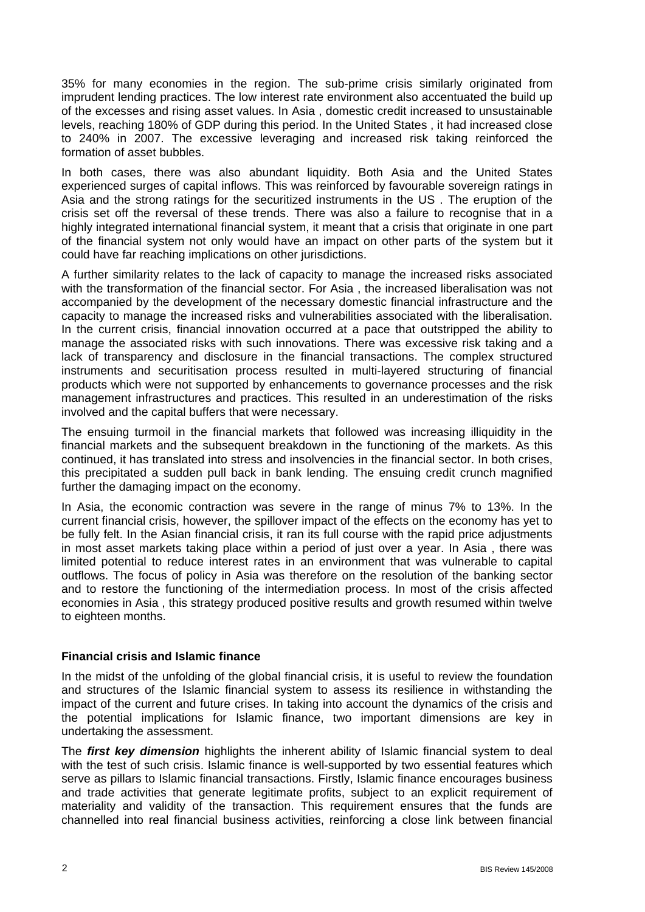35% for many economies in the region. The sub-prime crisis similarly originated from imprudent lending practices. The low interest rate environment also accentuated the build up of the excesses and rising asset values. In Asia , domestic credit increased to unsustainable levels, reaching 180% of GDP during this period. In the United States , it had increased close to 240% in 2007. The excessive leveraging and increased risk taking reinforced the formation of asset bubbles.

In both cases, there was also abundant liquidity. Both Asia and the United States experienced surges of capital inflows. This was reinforced by favourable sovereign ratings in Asia and the strong ratings for the securitized instruments in the US . The eruption of the crisis set off the reversal of these trends. There was also a failure to recognise that in a highly integrated international financial system, it meant that a crisis that originate in one part of the financial system not only would have an impact on other parts of the system but it could have far reaching implications on other jurisdictions.

A further similarity relates to the lack of capacity to manage the increased risks associated with the transformation of the financial sector. For Asia , the increased liberalisation was not accompanied by the development of the necessary domestic financial infrastructure and the capacity to manage the increased risks and vulnerabilities associated with the liberalisation. In the current crisis, financial innovation occurred at a pace that outstripped the ability to manage the associated risks with such innovations. There was excessive risk taking and a lack of transparency and disclosure in the financial transactions. The complex structured instruments and securitisation process resulted in multi-layered structuring of financial products which were not supported by enhancements to governance processes and the risk management infrastructures and practices. This resulted in an underestimation of the risks involved and the capital buffers that were necessary.

The ensuing turmoil in the financial markets that followed was increasing illiquidity in the financial markets and the subsequent breakdown in the functioning of the markets. As this continued, it has translated into stress and insolvencies in the financial sector. In both crises, this precipitated a sudden pull back in bank lending. The ensuing credit crunch magnified further the damaging impact on the economy.

In Asia, the economic contraction was severe in the range of minus 7% to 13%. In the current financial crisis, however, the spillover impact of the effects on the economy has yet to be fully felt. In the Asian financial crisis, it ran its full course with the rapid price adjustments in most asset markets taking place within a period of just over a year. In Asia , there was limited potential to reduce interest rates in an environment that was vulnerable to capital outflows. The focus of policy in Asia was therefore on the resolution of the banking sector and to restore the functioning of the intermediation process. In most of the crisis affected economies in Asia , this strategy produced positive results and growth resumed within twelve to eighteen months.

**Financial crisis and Islamic finance**

In the midst of the unfolding of the global financial crisis, it is useful to review the foundation and structures of the Islamic financial system to assess its resilience in withstanding the impact of the current and future crises. In taking into account the dynamics of the crisis and the potential implications for Islamic finance, two important dimensions are key in undertaking the assessment.

The ***first key dimension*** highlights the inherent ability of Islamic financial system to deal with the test of such crisis. Islamic finance is well-supported by two essential features which serve as pillars to Islamic financial transactions. Firstly, Islamic finance encourages business and trade activities that generate legitimate profits, subject to an explicit requirement of materiality and validity of the transaction. This requirement ensures that the funds are channelled into real financial business activities, reinforcing a close link between financial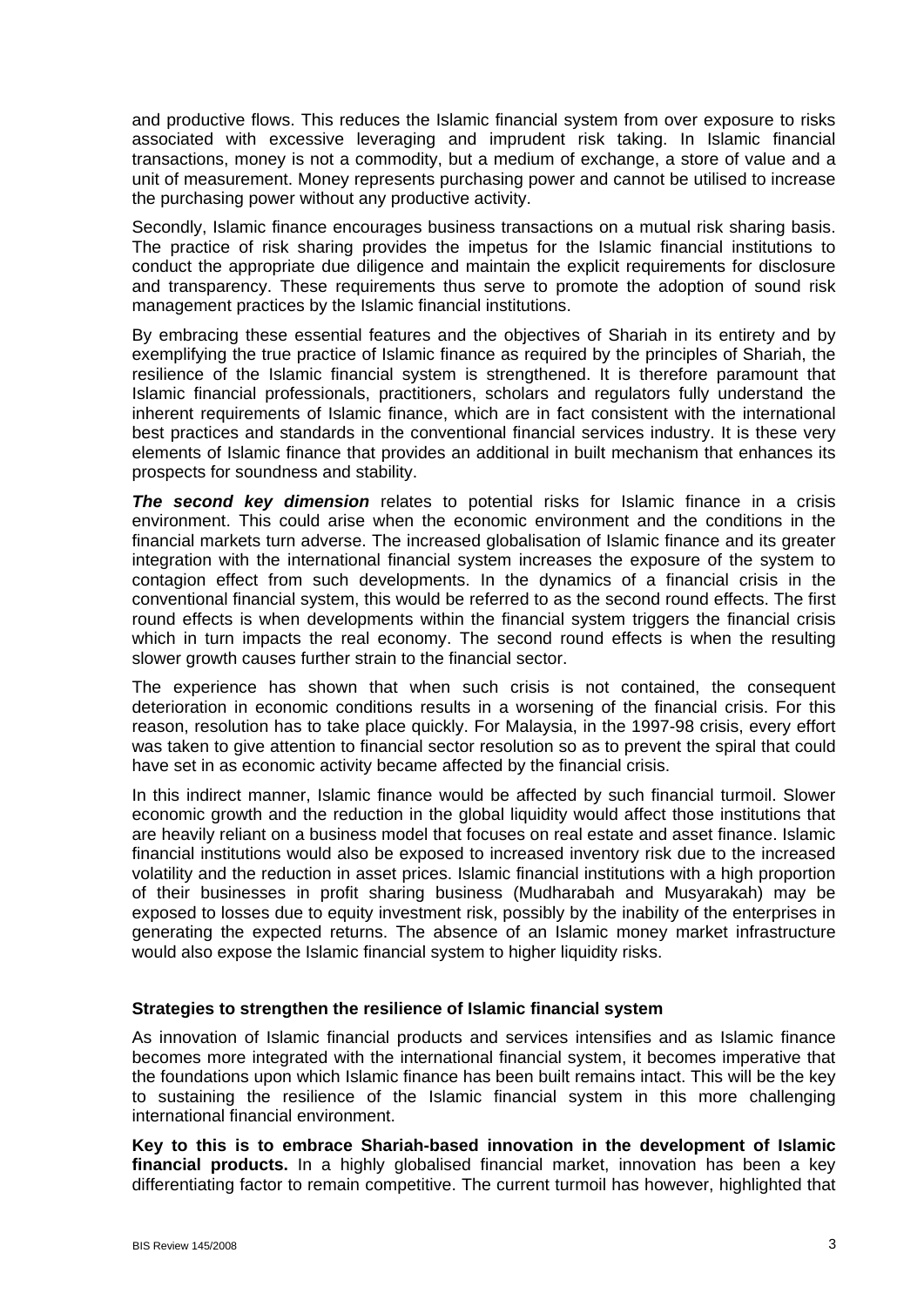and productive flows. This reduces the Islamic financial system from over exposure to risks associated with excessive leveraging and imprudent risk taking. In Islamic financial transactions, money is not a commodity, but a medium of exchange, a store of value and a unit of measurement. Money represents purchasing power and cannot be utilised to increase the purchasing power without any productive activity.

Secondly, Islamic finance encourages business transactions on a mutual risk sharing basis. The practice of risk sharing provides the impetus for the Islamic financial institutions to conduct the appropriate due diligence and maintain the explicit requirements for disclosure and transparency. These requirements thus serve to promote the adoption of sound risk management practices by the Islamic financial institutions.

By embracing these essential features and the objectives of Shariah in its entirety and by exemplifying the true practice of Islamic finance as required by the principles of Shariah, the resilience of the Islamic financial system is strengthened. It is therefore paramount that Islamic financial professionals, practitioners, scholars and regulators fully understand the inherent requirements of Islamic finance, which are in fact consistent with the international best practices and standards in the conventional financial services industry. It is these very elements of Islamic finance that provides an additional in built mechanism that enhances its prospects for soundness and stability.

***The second key dimension*** relates to potential risks for Islamic finance in a crisis environment. This could arise when the economic environment and the conditions in the financial markets turn adverse. The increased globalisation of Islamic finance and its greater integration with the international financial system increases the exposure of the system to contagion effect from such developments. In the dynamics of a financial crisis in the conventional financial system, this would be referred to as the second round effects. The first round effects is when developments within the financial system triggers the financial crisis which in turn impacts the real economy. The second round effects is when the resulting slower growth causes further strain to the financial sector.

The experience has shown that when such crisis is not contained, the consequent deterioration in economic conditions results in a worsening of the financial crisis. For this reason, resolution has to take place quickly. For Malaysia, in the 1997-98 crisis, every effort was taken to give attention to financial sector resolution so as to prevent the spiral that could have set in as economic activity became affected by the financial crisis.

In this indirect manner, Islamic finance would be affected by such financial turmoil. Slower economic growth and the reduction in the global liquidity would affect those institutions that are heavily reliant on a business model that focuses on real estate and asset finance. Islamic financial institutions would also be exposed to increased inventory risk due to the increased volatility and the reduction in asset prices. Islamic financial institutions with a high proportion of their businesses in profit sharing business (Mudharabah and Musyarakah) may be exposed to losses due to equity investment risk, possibly by the inability of the enterprises in generating the expected returns. The absence of an Islamic money market infrastructure would also expose the Islamic financial system to higher liquidity risks.

**Strategies to strengthen the resilience of Islamic financial system**

As innovation of Islamic financial products and services intensifies and as Islamic finance becomes more integrated with the international financial system, it becomes imperative that the foundations upon which Islamic finance has been built remains intact. This will be the key to sustaining the resilience of the Islamic financial system in this more challenging international financial environment.

**Key to this is to embrace Shariah-based innovation in the development of Islamic financial products.** In a highly globalised financial market, innovation has been a key differentiating factor to remain competitive. The current turmoil has however, highlighted that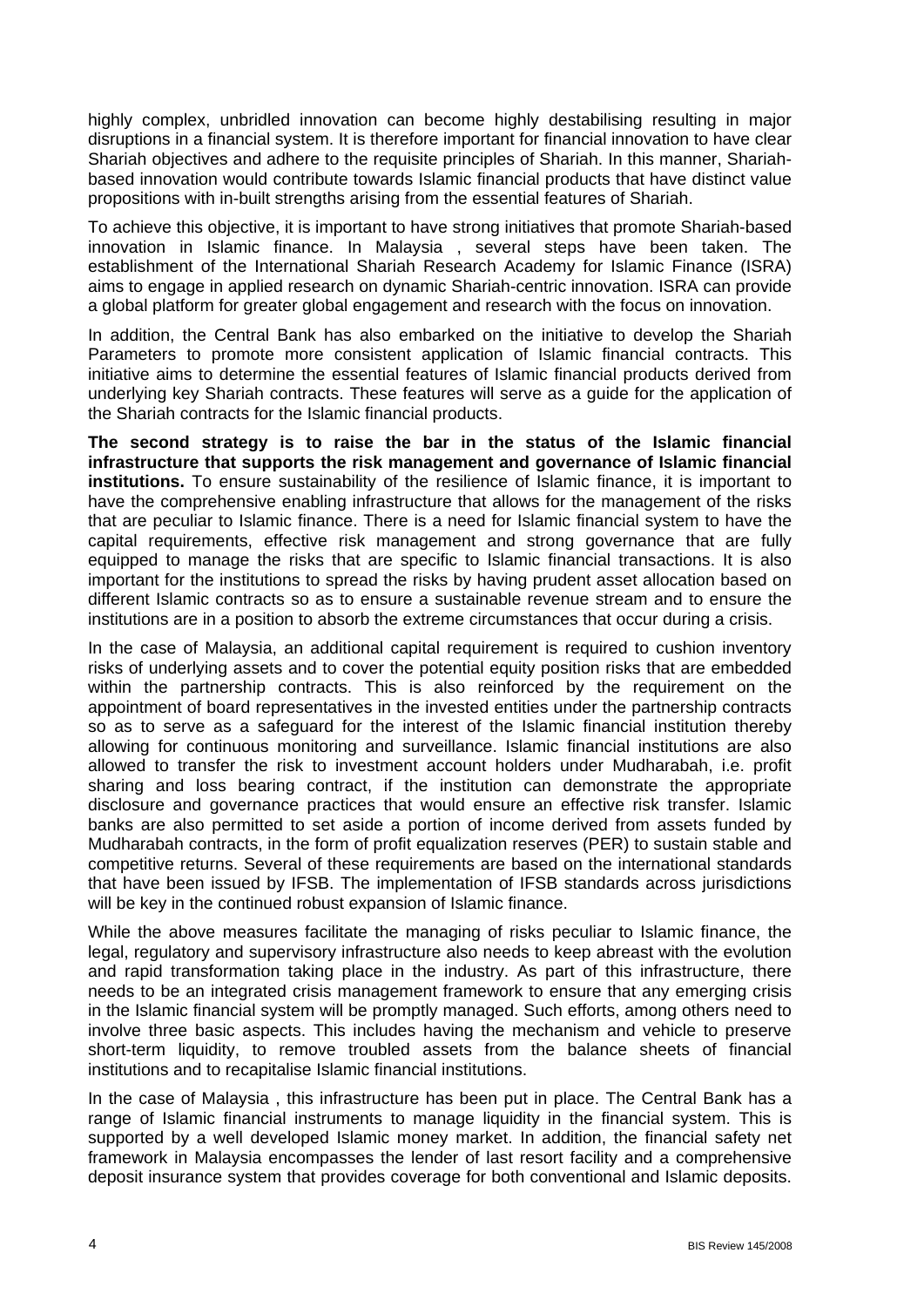highly complex, unbridled innovation can become highly destabilising resulting in major disruptions in a financial system. It is therefore important for financial innovation to have clear Shariah objectives and adhere to the requisite principles of Shariah. In this manner, Shariah-based innovation would contribute towards Islamic financial products that have distinct value propositions with in-built strengths arising from the essential features of Shariah.

To achieve this objective, it is important to have strong initiatives that promote Shariah-based innovation in Islamic finance. In Malaysia , several steps have been taken. The establishment of the International Shariah Research Academy for Islamic Finance (ISRA) aims to engage in applied research on dynamic Shariah-centric innovation. ISRA can provide a global platform for greater global engagement and research with the focus on innovation.

In addition, the Central Bank has also embarked on the initiative to develop the Shariah Parameters to promote more consistent application of Islamic financial contracts. This initiative aims to determine the essential features of Islamic financial products derived from underlying key Shariah contracts. These features will serve as a guide for the application of the Shariah contracts for the Islamic financial products.

**The second strategy is to raise the bar in the status of the Islamic financial infrastructure that supports the risk management and governance of Islamic financial institutions.** To ensure sustainability of the resilience of Islamic finance, it is important to have the comprehensive enabling infrastructure that allows for the management of the risks that are peculiar to Islamic finance. There is a need for Islamic financial system to have the capital requirements, effective risk management and strong governance that are fully equipped to manage the risks that are specific to Islamic financial transactions. It is also important for the institutions to spread the risks by having prudent asset allocation based on different Islamic contracts so as to ensure a sustainable revenue stream and to ensure the institutions are in a position to absorb the extreme circumstances that occur during a crisis.

In the case of Malaysia, an additional capital requirement is required to cushion inventory risks of underlying assets and to cover the potential equity position risks that are embedded within the partnership contracts. This is also reinforced by the requirement on the appointment of board representatives in the invested entities under the partnership contracts so as to serve as a safeguard for the interest of the Islamic financial institution thereby allowing for continuous monitoring and surveillance. Islamic financial institutions are also allowed to transfer the risk to investment account holders under Mudharabah, i.e. profit sharing and loss bearing contract, if the institution can demonstrate the appropriate disclosure and governance practices that would ensure an effective risk transfer. Islamic banks are also permitted to set aside a portion of income derived from assets funded by Mudharabah contracts, in the form of profit equalization reserves (PER) to sustain stable and competitive returns. Several of these requirements are based on the international standards that have been issued by IFSB. The implementation of IFSB standards across jurisdictions will be key in the continued robust expansion of Islamic finance.

While the above measures facilitate the managing of risks peculiar to Islamic finance, the legal, regulatory and supervisory infrastructure also needs to keep abreast with the evolution and rapid transformation taking place in the industry. As part of this infrastructure, there needs to be an integrated crisis management framework to ensure that any emerging crisis in the Islamic financial system will be promptly managed. Such efforts, among others need to involve three basic aspects. This includes having the mechanism and vehicle to preserve short-term liquidity, to remove troubled assets from the balance sheets of financial institutions and to recapitalise Islamic financial institutions.

In the case of Malaysia , this infrastructure has been put in place. The Central Bank has a range of Islamic financial instruments to manage liquidity in the financial system. This is supported by a well developed Islamic money market. In addition, the financial safety net framework in Malaysia encompasses the lender of last resort facility and a comprehensive deposit insurance system that provides coverage for both conventional and Islamic deposits.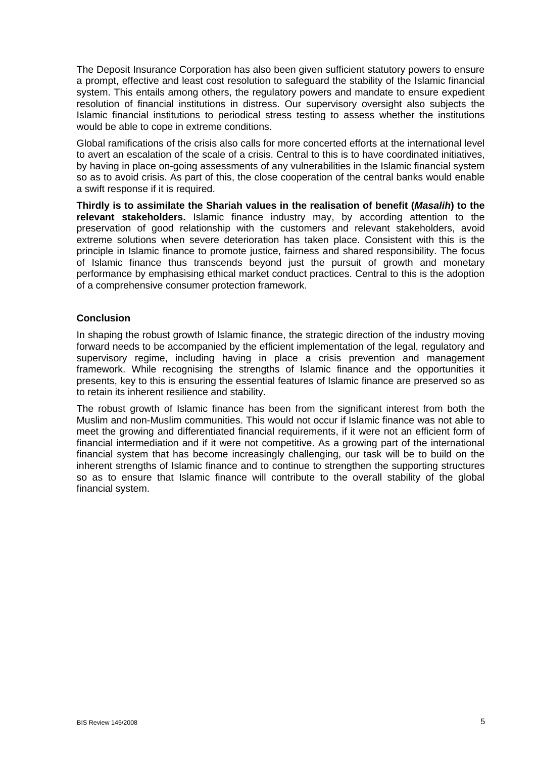The Deposit Insurance Corporation has also been given sufficient statutory powers to ensure a prompt, effective and least cost resolution to safeguard the stability of the Islamic financial system. This entails among others, the regulatory powers and mandate to ensure expedient resolution of financial institutions in distress. Our supervisory oversight also subjects the Islamic financial institutions to periodical stress testing to assess whether the institutions would be able to cope in extreme conditions.

Global ramifications of the crisis also calls for more concerted efforts at the international level to avert an escalation of the scale of a crisis. Central to this is to have coordinated initiatives, by having in place on-going assessments of any vulnerabilities in the Islamic financial system so as to avoid crisis. As part of this, the close cooperation of the central banks would enable a swift response if it is required.

**Thirdly is to assimilate the Shariah values in the realisation of benefit (*Masalih*) to the relevant stakeholders.** Islamic finance industry may, by according attention to the preservation of good relationship with the customers and relevant stakeholders, avoid extreme solutions when severe deterioration has taken place. Consistent with this is the principle in Islamic finance to promote justice, fairness and shared responsibility. The focus of Islamic finance thus transcends beyond just the pursuit of growth and monetary performance by emphasising ethical market conduct practices. Central to this is the adoption of a comprehensive consumer protection framework.

## Conclusion

In shaping the robust growth of Islamic finance, the strategic direction of the industry moving forward needs to be accompanied by the efficient implementation of the legal, regulatory and supervisory regime, including having in place a crisis prevention and management framework. While recognising the strengths of Islamic finance and the opportunities it presents, key to this is ensuring the essential features of Islamic finance are preserved so as to retain its inherent resilience and stability.

The robust growth of Islamic finance has been from the significant interest from both the Muslim and non-Muslim communities. This would not occur if Islamic finance was not able to meet the growing and differentiated financial requirements, if it were not an efficient form of financial intermediation and if it were not competitive. As a growing part of the international financial system that has become increasingly challenging, our task will be to build on the inherent strengths of Islamic finance and to continue to strengthen the supporting structures so as to ensure that Islamic finance will contribute to the overall stability of the global financial system.